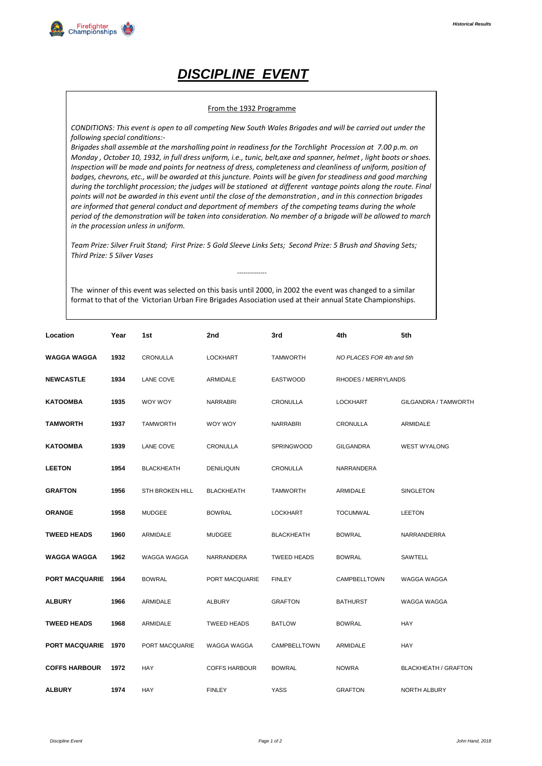// DISCIPLINE EVENT

# *DISCIPLINE EVENT*

From the 1932 Programme

*CONDITIONS: This event is open to all competing New South Wales Brigades and will be carried out under the following special conditions:-*
*Brigades shall assemble at the marshalling point in readiness for the Torchlight Procession at 7.00 p.m. on Monday , October 10, 1932, in full dress uniform, i.e., tunic, belt,axe and spanner, helmet , light boots or shoes. Inspection will be made and points for neatness of dress, completeness and cleanliness of uniform, position of badges, chevrons, etc., will be awarded at this juncture. Points will be given for steadiness and good marching during the torchlight procession; the judges will be stationed at different vantage points along the route. Final points will not be awarded in this event until the close of the demonstration , and in this connection brigades are informed that general conduct and deportment of members of the competing teams during the whole period of the demonstration will be taken into consideration. No member of a brigade will be allowed to march in the procession unless in uniform.*

*Team Prize: Silver Fruit Stand; First Prize: 5 Gold Sleeve Links Sets; Second Prize: 5 Brush and Shaving Sets; Third Prize: 5 Silver Vases*

--------------

The winner of this event was selected on this basis until 2000, in 2002 the event was changed to a similar format to that of the Victorian Urban Fire Brigades Association used at their annual State Championships.

| Location | Year | 1st | 2nd | 3rd | 4th | 5th |
|---|---|---|---|---|---|---|
| WAGGA WAGGA | 1932 | CRONULLA | LOCKHART | TAMWORTH | *NO PLACES FOR 4th and 5th* | |
| NEWCASTLE | 1934 | LANE COVE | ARMIDALE | EASTWOOD | RHODES / MERRYLANDS | |
| KATOOMBA | 1935 | WOY WOY | NARRABRI | CRONULLA | LOCKHART | GILGANDRA / TAMWORTH |
| TAMWORTH | 1937 | TAMWORTH | WOY WOY | NARRABRI | CRONULLA | ARMIDALE |
| KATOOMBA | 1939 | LANE COVE | CRONULLA | SPRINGWOOD | GILGANDRA | WEST WYALONG |
| LEETON | 1954 | BLACKHEATH | DENILIQUIN | CRONULLA | NARRANDERA | |
| GRAFTON | 1956 | STH BROKEN HILL | BLACKHEATH | TAMWORTH | ARMIDALE | SINGLETON |
| ORANGE | 1958 | MUDGEE | BOWRAL | LOCKHART | TOCUMWAL | LEETON |
| TWEED HEADS | 1960 | ARMIDALE | MUDGEE | BLACKHEATH | BOWRAL | NARRANDERRA |
| WAGGA WAGGA | 1962 | WAGGA WAGGA | NARRANDERA | TWEED HEADS | BOWRAL | SAWTELL |
| PORT MACQUARIE | 1964 | BOWRAL | PORT MACQUARIE | FINLEY | CAMPBELLTOWN | WAGGA WAGGA |
| ALBURY | 1966 | ARMIDALE | ALBURY | GRAFTON | BATHURST | WAGGA WAGGA |
| TWEED HEADS | 1968 | ARMIDALE | TWEED HEADS | BATLOW | BOWRAL | HAY |
| PORT MACQUARIE | 1970 | PORT MACQUARIE | WAGGA WAGGA | CAMPBELLTOWN | ARMIDALE | HAY |
| COFFS HARBOUR | 1972 | HAY | COFFS HARBOUR | BOWRAL | NOWRA | BLACKHEATH / GRAFTON |
| ALBURY | 1974 | HAY | FINLEY | YASS | GRAFTON | NORTH ALBURY |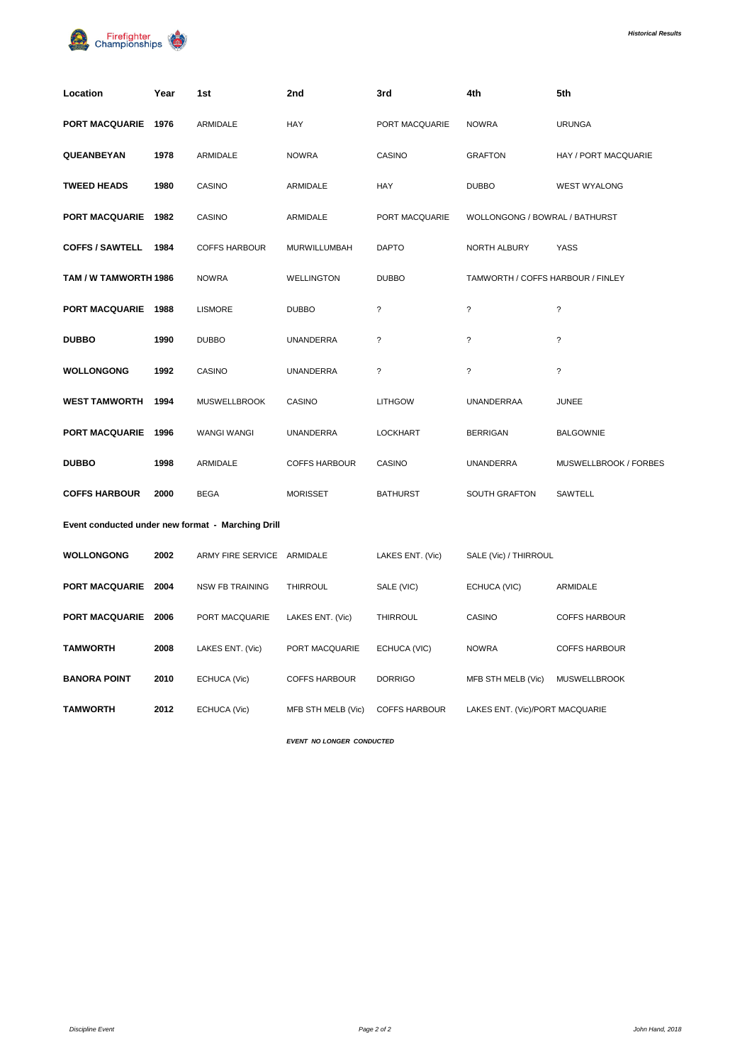| Location | Year | 1st | 2nd | 3rd | 4th | 5th |
|---|---|---|---|---|---|---|
| **PORT MACQUARIE** | **1976** | ARMIDALE | HAY | PORT MACQUARIE | NOWRA | URUNGA |
| **QUEANBEYAN** | **1978** | ARMIDALE | NOWRA | CASINO | GRAFTON | HAY / PORT MACQUARIE |
| **TWEED HEADS** | **1980** | CASINO | ARMIDALE | HAY | DUBBO | WEST WYALONG |
| **PORT MACQUARIE** | **1982** | CASINO | ARMIDALE | PORT MACQUARIE | WOLLONGONG / BOWRAL / BATHURST | |
| **COFFS / SAWTELL** | **1984** | COFFS HARBOUR | MURWILLUMBAH | DAPTO | NORTH ALBURY | YASS |
| **TAM / W TAMWORTH** | **1986** | NOWRA | WELLINGTON | DUBBO | TAMWORTH / COFFS HARBOUR / FINLEY | |
| **PORT MACQUARIE** | **1988** | LISMORE | DUBBO | ? | ? | ? |
| **DUBBO** | **1990** | DUBBO | UNANDERRA | ? | ? | ? |
| **WOLLONGONG** | **1992** | CASINO | UNANDERRA | ? | ? | ? |
| **WEST TAMWORTH** | **1994** | MUSWELLBROOK | CASINO | LITHGOW | UNANDERRAA | JUNEE |
| **PORT MACQUARIE** | **1996** | WANGI WANGI | UNANDERRA | LOCKHART | BERRIGAN | BALGOWNIE |
| **DUBBO** | **1998** | ARMIDALE | COFFS HARBOUR | CASINO | UNANDERRA | MUSWELLBROOK / FORBES |
| **COFFS HARBOUR** | **2000** | BEGA | MORISSET | BATHURST | SOUTH GRAFTON | SAWTELL |
| **Event conducted under new format - Marching Drill** | | | | | | |
| **WOLLONGONG** | **2002** | ARMY FIRE SERVICE | ARMIDALE | LAKES ENT. (Vic) | SALE (Vic) / THIRROUL | |
| **PORT MACQUARIE** | **2004** | NSW FB TRAINING | THIRROUL | SALE (VIC) | ECHUCA (VIC) | ARMIDALE |
| **PORT MACQUARIE** | **2006** | PORT MACQUARIE | LAKES ENT. (Vic) | THIRROUL | CASINO | COFFS HARBOUR |
| **TAMWORTH** | **2008** | LAKES ENT. (Vic) | PORT MACQUARIE | ECHUCA (VIC) | NOWRA | COFFS HARBOUR |
| **BANORA POINT** | **2010** | ECHUCA (Vic) | COFFS HARBOUR | DORRIGO | MFB STH MELB (Vic) | MUSWELLBROOK |
| **TAMWORTH** | **2012** | ECHUCA (Vic) | MFB STH MELB (Vic) | COFFS HARBOUR | LAKES ENT. (Vic)/PORT MACQUARIE | |

***EVENT NO LONGER CONDUCTED***